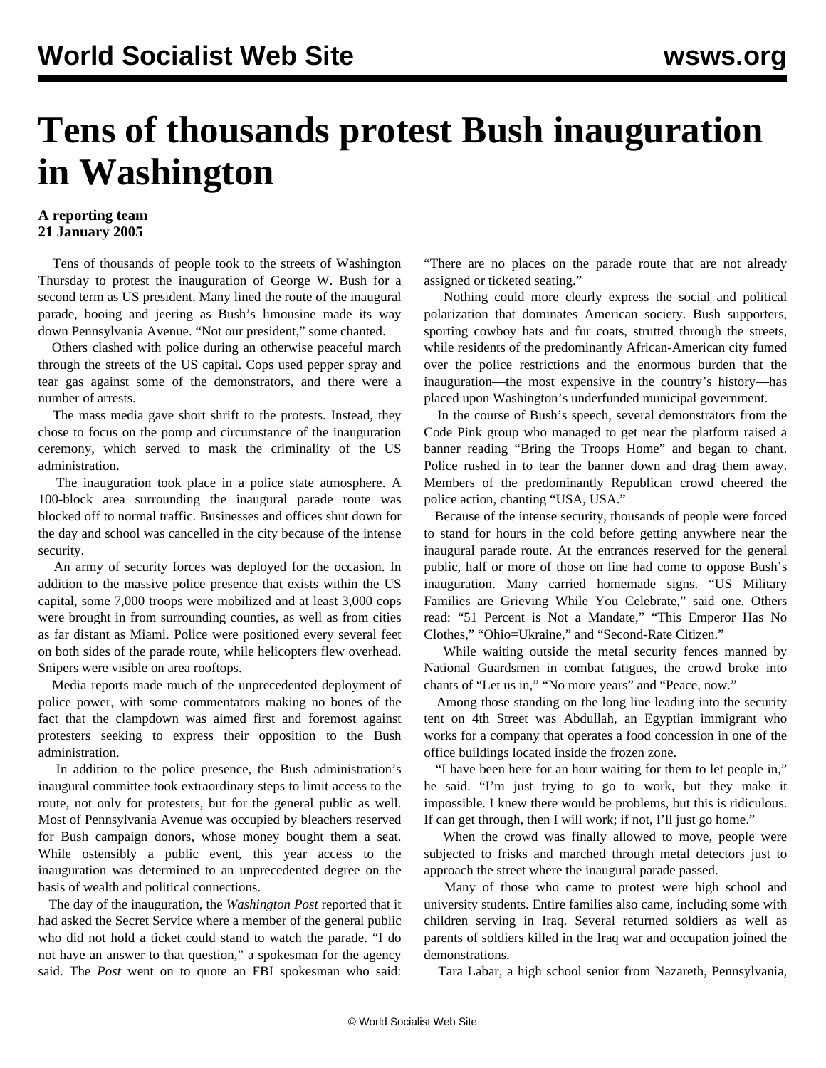# Tens of thousands protest Bush inauguration in Washington

**A reporting team**
**21 January 2005**

Tens of thousands of people took to the streets of Washington Thursday to protest the inauguration of George W. Bush for a second term as US president. Many lined the route of the inaugural parade, booing and jeering as Bush's limousine made its way down Pennsylvania Avenue. "Not our president," some chanted.

Others clashed with police during an otherwise peaceful march through the streets of the US capital. Cops used pepper spray and tear gas against some of the demonstrators, and there were a number of arrests.

The mass media gave short shrift to the protests. Instead, they chose to focus on the pomp and circumstance of the inauguration ceremony, which served to mask the criminality of the US administration.

The inauguration took place in a police state atmosphere. A 100-block area surrounding the inaugural parade route was blocked off to normal traffic. Businesses and offices shut down for the day and school was cancelled in the city because of the intense security.

An army of security forces was deployed for the occasion. In addition to the massive police presence that exists within the US capital, some 7,000 troops were mobilized and at least 3,000 cops were brought in from surrounding counties, as well as from cities as far distant as Miami. Police were positioned every several feet on both sides of the parade route, while helicopters flew overhead. Snipers were visible on area rooftops.

Media reports made much of the unprecedented deployment of police power, with some commentators making no bones of the fact that the clampdown was aimed first and foremost against protesters seeking to express their opposition to the Bush administration.

In addition to the police presence, the Bush administration's inaugural committee took extraordinary steps to limit access to the route, not only for protesters, but for the general public as well. Most of Pennsylvania Avenue was occupied by bleachers reserved for Bush campaign donors, whose money bought them a seat. While ostensibly a public event, this year access to the inauguration was determined to an unprecedented degree on the basis of wealth and political connections.

The day of the inauguration, the *Washington Post* reported that it had asked the Secret Service where a member of the general public who did not hold a ticket could stand to watch the parade. "I do not have an answer to that question," a spokesman for the agency said. The *Post* went on to quote an FBI spokesman who said: "There are no places on the parade route that are not already assigned or ticketed seating."

Nothing could more clearly express the social and political polarization that dominates American society. Bush supporters, sporting cowboy hats and fur coats, strutted through the streets, while residents of the predominantly African-American city fumed over the police restrictions and the enormous burden that the inauguration—the most expensive in the country's history—has placed upon Washington's underfunded municipal government.

In the course of Bush's speech, several demonstrators from the Code Pink group who managed to get near the platform raised a banner reading "Bring the Troops Home" and began to chant. Police rushed in to tear the banner down and drag them away. Members of the predominantly Republican crowd cheered the police action, chanting "USA, USA."

Because of the intense security, thousands of people were forced to stand for hours in the cold before getting anywhere near the inaugural parade route. At the entrances reserved for the general public, half or more of those on line had come to oppose Bush's inauguration. Many carried homemade signs. "US Military Families are Grieving While You Celebrate," said one. Others read: "51 Percent is Not a Mandate," "This Emperor Has No Clothes," "Ohio=Ukraine," and "Second-Rate Citizen."

While waiting outside the metal security fences manned by National Guardsmen in combat fatigues, the crowd broke into chants of "Let us in," "No more years" and "Peace, now."

Among those standing on the long line leading into the security tent on 4th Street was Abdullah, an Egyptian immigrant who works for a company that operates a food concession in one of the office buildings located inside the frozen zone.

"I have been here for an hour waiting for them to let people in," he said. "I'm just trying to go to work, but they make it impossible. I knew there would be problems, but this is ridiculous. If can get through, then I will work; if not, I'll just go home."

When the crowd was finally allowed to move, people were subjected to frisks and marched through metal detectors just to approach the street where the inaugural parade passed.

Many of those who came to protest were high school and university students. Entire families also came, including some with children serving in Iraq. Several returned soldiers as well as parents of soldiers killed in the Iraq war and occupation joined the demonstrations.

Tara Labar, a high school senior from Nazareth, Pennsylvania,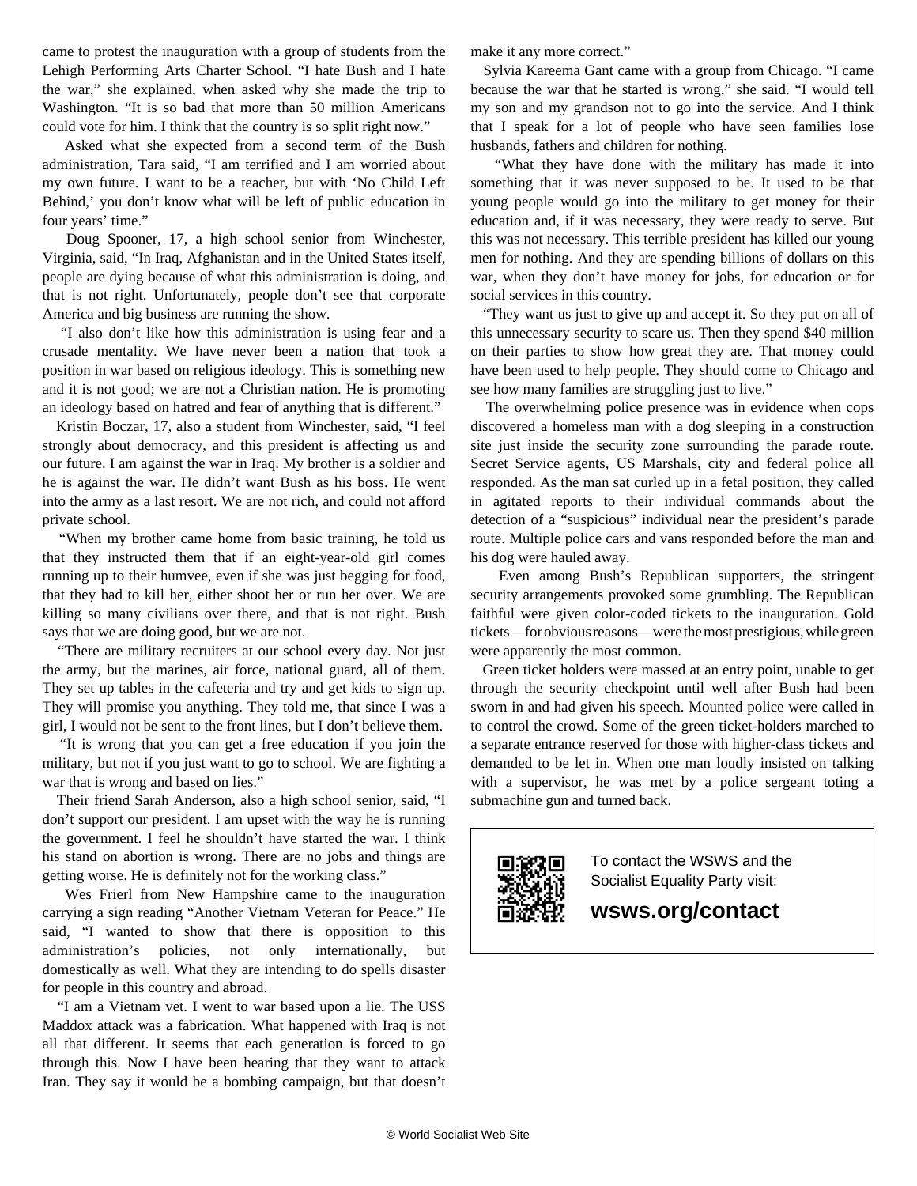came to protest the inauguration with a group of students from the Lehigh Performing Arts Charter School. "I hate Bush and I hate the war," she explained, when asked why she made the trip to Washington. "It is so bad that more than 50 million Americans could vote for him. I think that the country is so split right now."

Asked what she expected from a second term of the Bush administration, Tara said, "I am terrified and I am worried about my own future. I want to be a teacher, but with 'No Child Left Behind,' you don't know what will be left of public education in four years' time."

Doug Spooner, 17, a high school senior from Winchester, Virginia, said, "In Iraq, Afghanistan and in the United States itself, people are dying because of what this administration is doing, and that is not right. Unfortunately, people don't see that corporate America and big business are running the show.

"I also don't like how this administration is using fear and a crusade mentality. We have never been a nation that took a position in war based on religious ideology. This is something new and it is not good; we are not a Christian nation. He is promoting an ideology based on hatred and fear of anything that is different."

Kristin Boczar, 17, also a student from Winchester, said, "I feel strongly about democracy, and this president is affecting us and our future. I am against the war in Iraq. My brother is a soldier and he is against the war. He didn't want Bush as his boss. He went into the army as a last resort. We are not rich, and could not afford private school.

"When my brother came home from basic training, he told us that they instructed them that if an eight-year-old girl comes running up to their humvee, even if she was just begging for food, that they had to kill her, either shoot her or run her over. We are killing so many civilians over there, and that is not right. Bush says that we are doing good, but we are not.

"There are military recruiters at our school every day. Not just the army, but the marines, air force, national guard, all of them. They set up tables in the cafeteria and try and get kids to sign up. They will promise you anything. They told me, that since I was a girl, I would not be sent to the front lines, but I don't believe them.

"It is wrong that you can get a free education if you join the military, but not if you just want to go to school. We are fighting a war that is wrong and based on lies."

Their friend Sarah Anderson, also a high school senior, said, "I don't support our president. I am upset with the way he is running the government. I feel he shouldn't have started the war. I think his stand on abortion is wrong. There are no jobs and things are getting worse. He is definitely not for the working class."

Wes Frierl from New Hampshire came to the inauguration carrying a sign reading "Another Vietnam Veteran for Peace." He said, "I wanted to show that there is opposition to this administration's policies, not only internationally, but domestically as well. What they are intending to do spells disaster for people in this country and abroad.

"I am a Vietnam vet. I went to war based upon a lie. The USS Maddox attack was a fabrication. What happened with Iraq is not all that different. It seems that each generation is forced to go through this. Now I have been hearing that they want to attack Iran. They say it would be a bombing campaign, but that doesn't make it any more correct."

Sylvia Kareema Gant came with a group from Chicago. "I came because the war that he started is wrong," she said. "I would tell my son and my grandson not to go into the service. And I think that I speak for a lot of people who have seen families lose husbands, fathers and children for nothing.

"What they have done with the military has made it into something that it was never supposed to be. It used to be that young people would go into the military to get money for their education and, if it was necessary, they were ready to serve. But this was not necessary. This terrible president has killed our young men for nothing. And they are spending billions of dollars on this war, when they don't have money for jobs, for education or for social services in this country.

"They want us just to give up and accept it. So they put on all of this unnecessary security to scare us. Then they spend $40 million on their parties to show how great they are. That money could have been used to help people. They should come to Chicago and see how many families are struggling just to live."

The overwhelming police presence was in evidence when cops discovered a homeless man with a dog sleeping in a construction site just inside the security zone surrounding the parade route. Secret Service agents, US Marshals, city and federal police all responded. As the man sat curled up in a fetal position, they called in agitated reports to their individual commands about the detection of a "suspicious" individual near the president's parade route. Multiple police cars and vans responded before the man and his dog were hauled away.

Even among Bush's Republican supporters, the stringent security arrangements provoked some grumbling. The Republican faithful were given color-coded tickets to the inauguration. Gold tickets—for obvious reasons—were the most prestigious, while green were apparently the most common.

Green ticket holders were massed at an entry point, unable to get through the security checkpoint until well after Bush had been sworn in and had given his speech. Mounted police were called in to control the crowd. Some of the green ticket-holders marched to a separate entrance reserved for those with higher-class tickets and demanded to be let in. When one man loudly insisted on talking with a supervisor, he was met by a police sergeant toting a submachine gun and turned back.

To contact the WSWS and the Socialist Equality Party visit:

**wsws.org/contact**